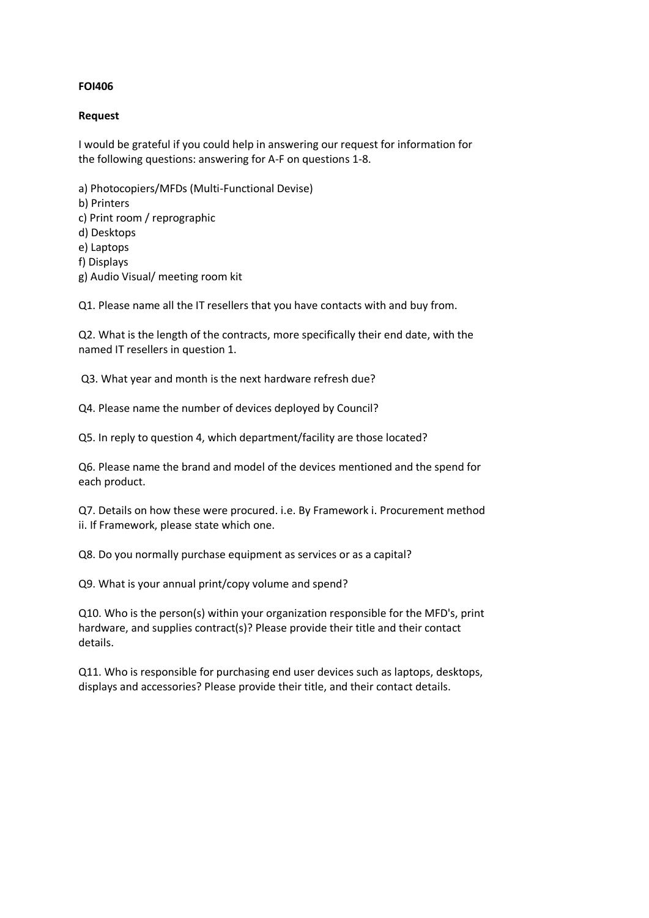**FOI406**

**Request**

I would be grateful if you could help in answering our request for information for the following questions: answering for A-F on questions 1-8.

a) Photocopiers/MFDs (Multi-Functional Devise)
b) Printers
c) Print room / reprographic
d) Desktops
e) Laptops
f) Displays
g) Audio Visual/ meeting room kit

Q1. Please name all the IT resellers that you have contacts with and buy from.

Q2. What is the length of the contracts, more specifically their end date, with the named IT resellers in question 1.

Q3. What year and month is the next hardware refresh due?

Q4. Please name the number of devices deployed by Council?

Q5. In reply to question 4, which department/facility are those located?

Q6. Please name the brand and model of the devices mentioned and the spend for each product.

Q7. Details on how these were procured. i.e. By Framework i. Procurement method ii. If Framework, please state which one.

Q8. Do you normally purchase equipment as services or as a capital?

Q9. What is your annual print/copy volume and spend?

Q10. Who is the person(s) within your organization responsible for the MFD's, print hardware, and supplies contract(s)? Please provide their title and their contact details.

Q11. Who is responsible for purchasing end user devices such as laptops, desktops, displays and accessories? Please provide their title, and their contact details.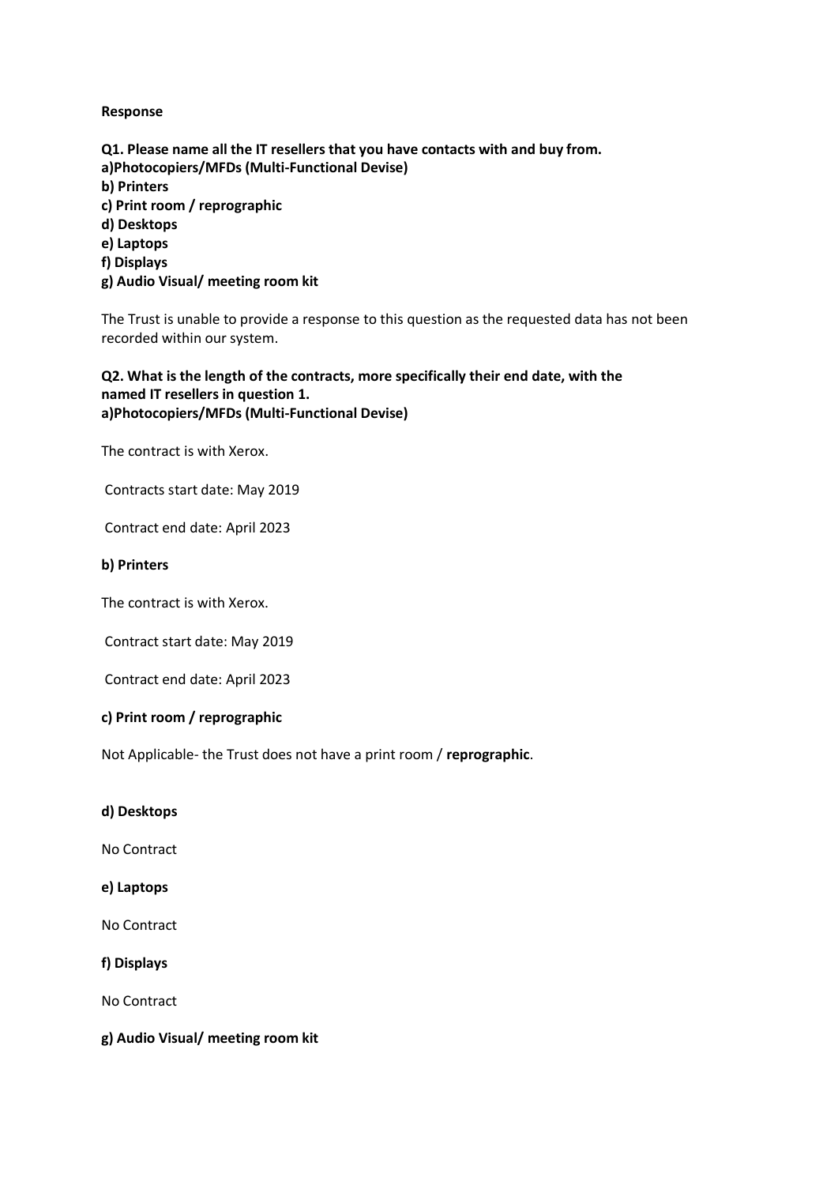**Response**

**Q1. Please name all the IT resellers that you have contacts with and buy from.**
**a)Photocopiers/MFDs (Multi-Functional Devise)**
**b) Printers**
**c) Print room / reprographic**
**d) Desktops**
**e) Laptops**
**f) Displays**
**g) Audio Visual/ meeting room kit**

The Trust is unable to provide a response to this question as the requested data has not been recorded within our system.

**Q2. What is the length of the contracts, more specifically their end date, with the named IT resellers in question 1.**
**a)Photocopiers/MFDs (Multi-Functional Devise)**

The contract is with Xerox.

Contracts start date: May 2019

Contract end date: April 2023

**b) Printers**

The contract is with Xerox.

Contract start date: May 2019

Contract end date: April 2023

**c) Print room / reprographic**

Not Applicable- the Trust does not have a print room / **reprographic**.

**d) Desktops**

No Contract

**e) Laptops**

No Contract

**f) Displays**

No Contract

**g) Audio Visual/ meeting room kit**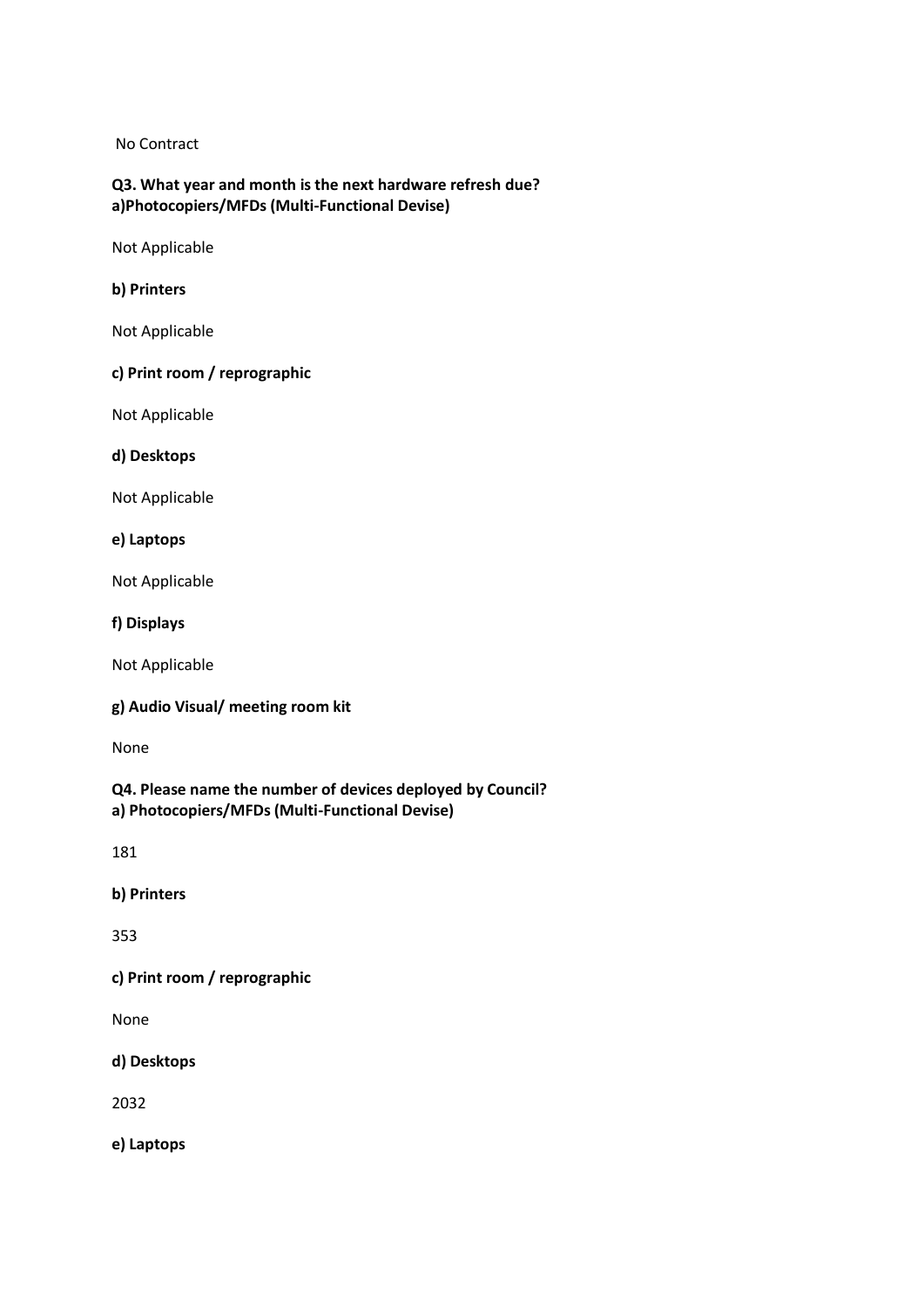No Contract

**Q3. What year and month is the next hardware refresh due?**
**a)Photocopiers/MFDs (Multi-Functional Devise)**

Not Applicable

**b) Printers**

Not Applicable

**c) Print room / reprographic**

Not Applicable

**d) Desktops**

Not Applicable

**e) Laptops**

Not Applicable

**f) Displays**

Not Applicable

**g) Audio Visual/ meeting room kit**

None

**Q4. Please name the number of devices deployed by Council?**
**a) Photocopiers/MFDs (Multi-Functional Devise)**

181

**b) Printers**

353

**c) Print room / reprographic**

None

**d) Desktops**

2032

**e) Laptops**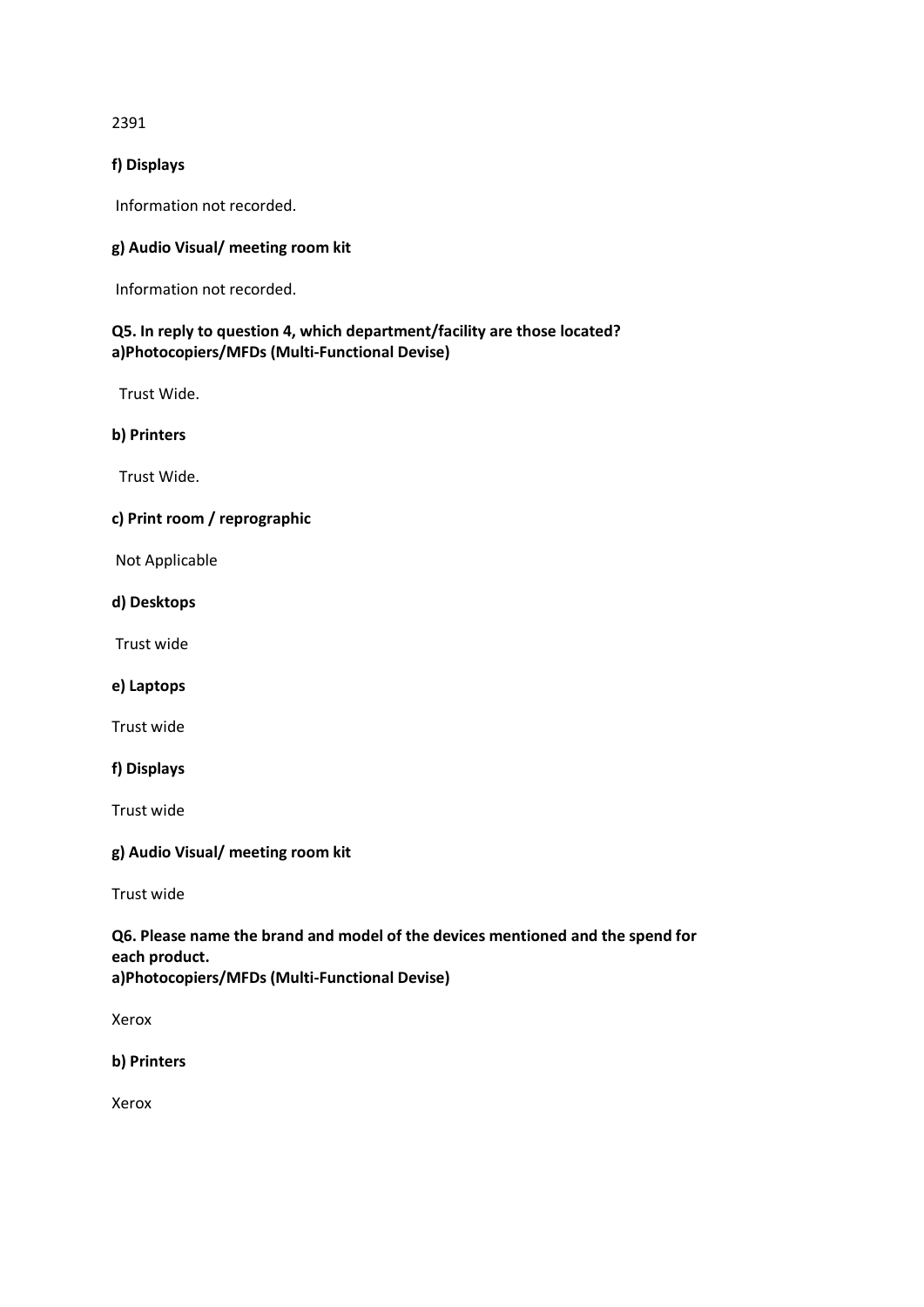2391

**f) Displays**

Information not recorded.

**g) Audio Visual/ meeting room kit**

Information not recorded.

**Q5. In reply to question 4, which department/facility are those located?**
**a)Photocopiers/MFDs (Multi-Functional Devise)**

Trust Wide.

**b) Printers**

Trust Wide.

**c) Print room / reprographic**

Not Applicable

**d) Desktops**

Trust wide

**e) Laptops**

Trust wide

**f) Displays**

Trust wide

**g) Audio Visual/ meeting room kit**

Trust wide

**Q6. Please name the brand and model of the devices mentioned and the spend for each product.**
**a)Photocopiers/MFDs (Multi-Functional Devise)**

Xerox

**b) Printers**

Xerox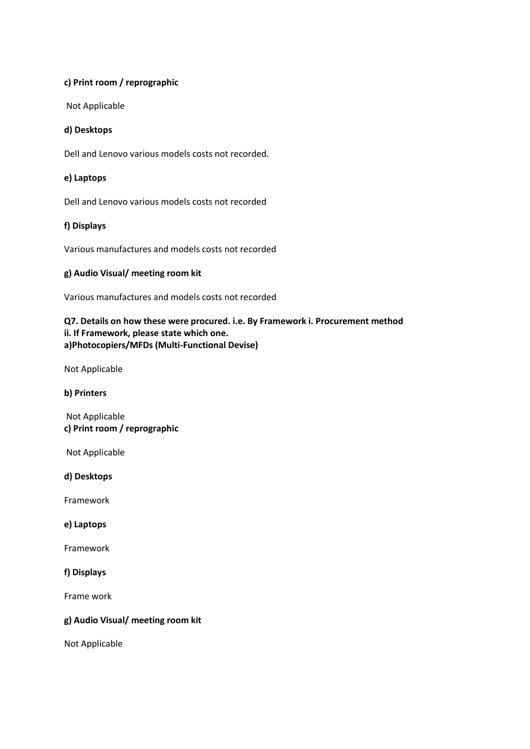**c) Print room / reprographic**

Not Applicable

**d) Desktops**

Dell and Lenovo various models costs not recorded.

**e) Laptops**

Dell and Lenovo various models costs not recorded

**f) Displays**

Various manufactures and models costs not recorded

**g) Audio Visual/ meeting room kit**

Various manufactures and models costs not recorded

**Q7. Details on how these were procured. i.e. By Framework i. Procurement method**
**ii. If Framework, please state which one.**
**a)Photocopiers/MFDs (Multi-Functional Devise)**

Not Applicable

**b) Printers**

Not Applicable

**c) Print room / reprographic**

Not Applicable

**d) Desktops**

Framework

**e) Laptops**

Framework

**f) Displays**

Frame work

**g) Audio Visual/ meeting room kit**

Not Applicable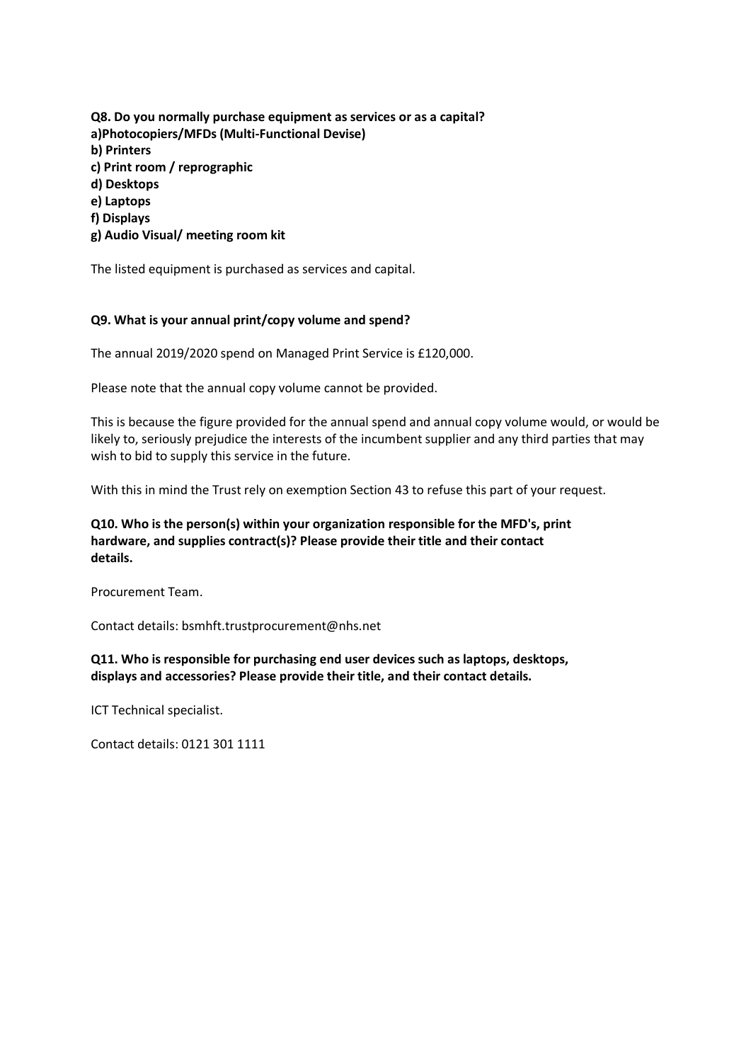**Q8. Do you normally purchase equipment as services or as a capital?**
**a)Photocopiers/MFDs (Multi-Functional Devise)**
**b) Printers**
**c) Print room / reprographic**
**d) Desktops**
**e) Laptops**
**f) Displays**
**g) Audio Visual/ meeting room kit**

The listed equipment is purchased as services and capital.

**Q9. What is your annual print/copy volume and spend?**

The annual 2019/2020 spend on Managed Print Service is £120,000.

Please note that the annual copy volume cannot be provided.

This is because the figure provided for the annual spend and annual copy volume would, or would be likely to, seriously prejudice the interests of the incumbent supplier and any third parties that may wish to bid to supply this service in the future.

With this in mind the Trust rely on exemption Section 43 to refuse this part of your request.

**Q10. Who is the person(s) within your organization responsible for the MFD's, print hardware, and supplies contract(s)? Please provide their title and their contact details.**

Procurement Team.

Contact details: bsmhft.trustprocurement@nhs.net

**Q11. Who is responsible for purchasing end user devices such as laptops, desktops, displays and accessories? Please provide their title, and their contact details.**

ICT Technical specialist.

Contact details: 0121 301 1111